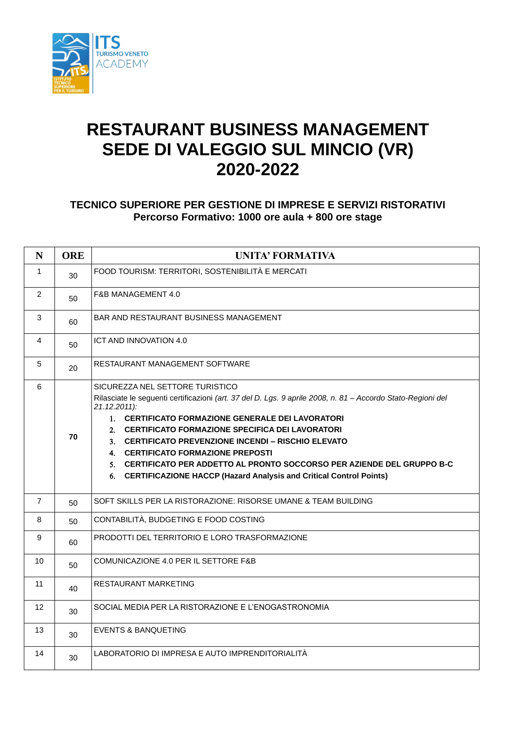# RESTAURANT BUSINESS MANAGEMENT
# SEDE DI VALEGGIO SUL MINCIO (VR)
# 2020-2022

### TECNICO SUPERIORE PER GESTIONE DI IMPRESE E SERVIZI RISTORATIVI
### Percorso Formativo: 1000 ore aula + 800 ore stage

| N | ORE | UNITA' FORMATIVA |
|---|---|---|
| 1 | 30 | FOOD TOURISM: TERRITORI, SOSTENIBILITÀ E MERCATI |
| 2 | 50 | F&B MANAGEMENT 4.0 |
| 3 | 60 | BAR AND RESTAURANT BUSINESS MANAGEMENT |
| 4 | 50 | ICT AND INNOVATION 4.0 |
| 5 | 20 | RESTAURANT MANAGEMENT SOFTWARE |
| 6 | **70** | SICUREZZA NEL SETTORE TURISTICO<br>Rilasciate le seguenti certificazioni *(art. 37 del D. Lgs. 9 aprile 2008, n. 81 – Accordo Stato-Regioni del 21.12.2011):*<br>1. **CERTIFICATO FORMAZIONE GENERALE DEI LAVORATORI**<br>2. **CERTIFICATO FORMAZIONE SPECIFICA DEI LAVORATORI**<br>3. **CERTIFICATO PREVENZIONE INCENDI – RISCHIO ELEVATO**<br>4. **CERTIFICATO FORMAZIONE PREPOSTI**<br>5. **CERTIFICATO PER ADDETTO AL PRONTO SOCCORSO PER AZIENDE DEL GRUPPO B-C**<br>6. **CERTIFICAZIONE HACCP (Hazard Analysis and Critical Control Points)** |
| 7 | 50 | SOFT SKILLS PER LA RISTORAZIONE: RISORSE UMANE & TEAM BUILDING |
| 8 | 50 | CONTABILITÀ, BUDGETING E FOOD COSTING |
| 9 | 60 | PRODOTTI DEL TERRITORIO E LORO TRASFORMAZIONE |
| 10 | 50 | COMUNICAZIONE 4.0 PER IL SETTORE F&B |
| 11 | 40 | RESTAURANT MARKETING |
| 12 | 30 | SOCIAL MEDIA PER LA RISTORAZIONE E L'ENOGASTRONOMIA |
| 13 | 30 | EVENTS & BANQUETING |
| 14 | 30 | LABORATORIO DI IMPRESA E AUTO IMPRENDITORIALITÀ |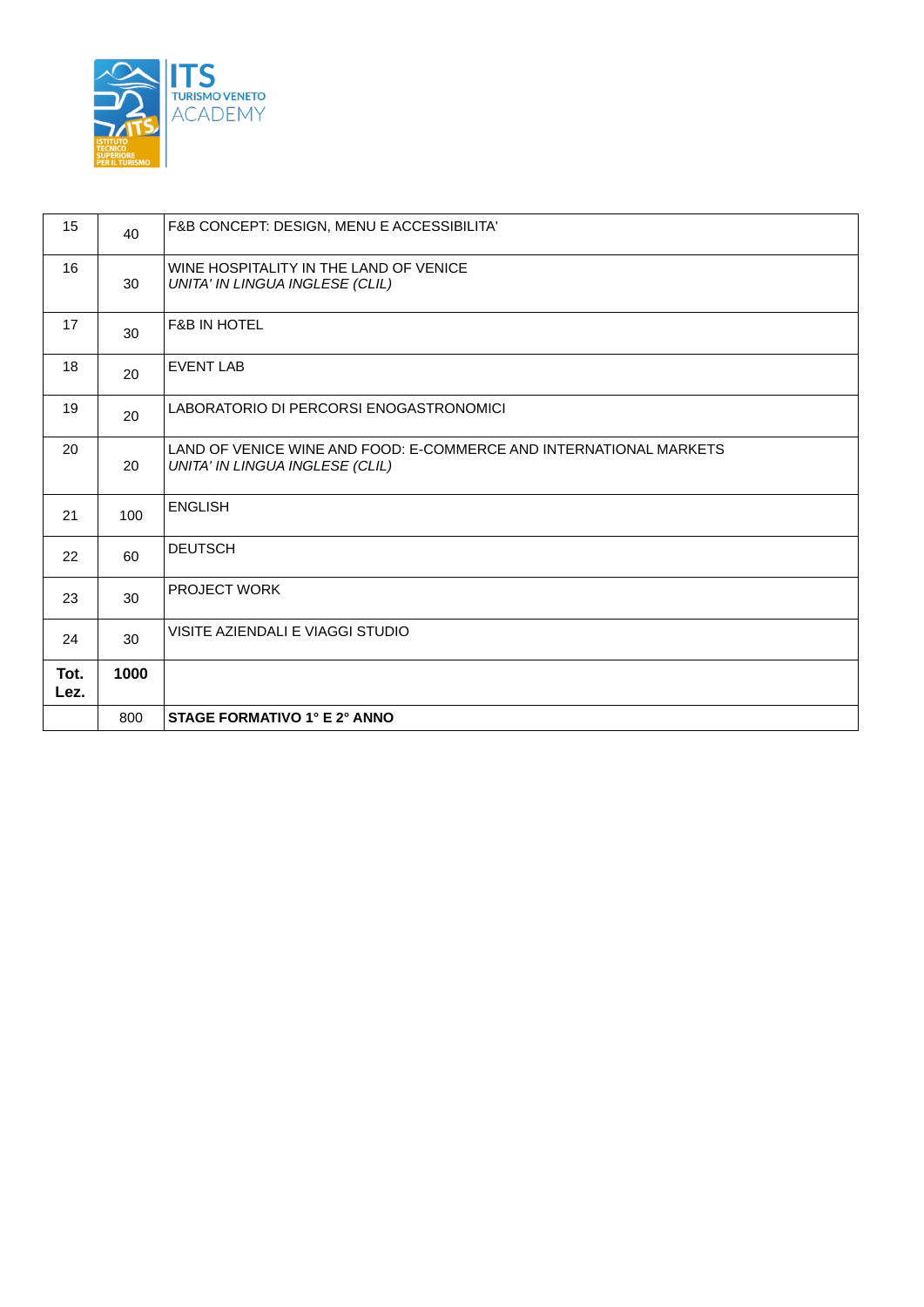| | | |
|---|---|---|
| 15 | 40 | F&B CONCEPT: DESIGN, MENU E ACCESSIBILITA' |
| 16 | 30 | WINE HOSPITALITY IN THE LAND OF VENICE<br>*UNITA' IN LINGUA INGLESE (CLIL)* |
| 17 | 30 | F&B IN HOTEL |
| 18 | 20 | EVENT LAB |
| 19 | 20 | LABORATORIO DI PERCORSI ENOGASTRONOMICI |
| 20 | 20 | LAND OF VENICE WINE AND FOOD: E-COMMERCE AND INTERNATIONAL MARKETS<br>*UNITA' IN LINGUA INGLESE (CLIL)* |
| 21 | 100 | ENGLISH |
| 22 | 60 | DEUTSCH |
| 23 | 30 | PROJECT WORK |
| 24 | 30 | VISITE AZIENDALI E VIAGGI STUDIO |
| **Tot. Lez.** | **1000** | |
| | 800 | **STAGE FORMATIVO 1° E 2° ANNO** |